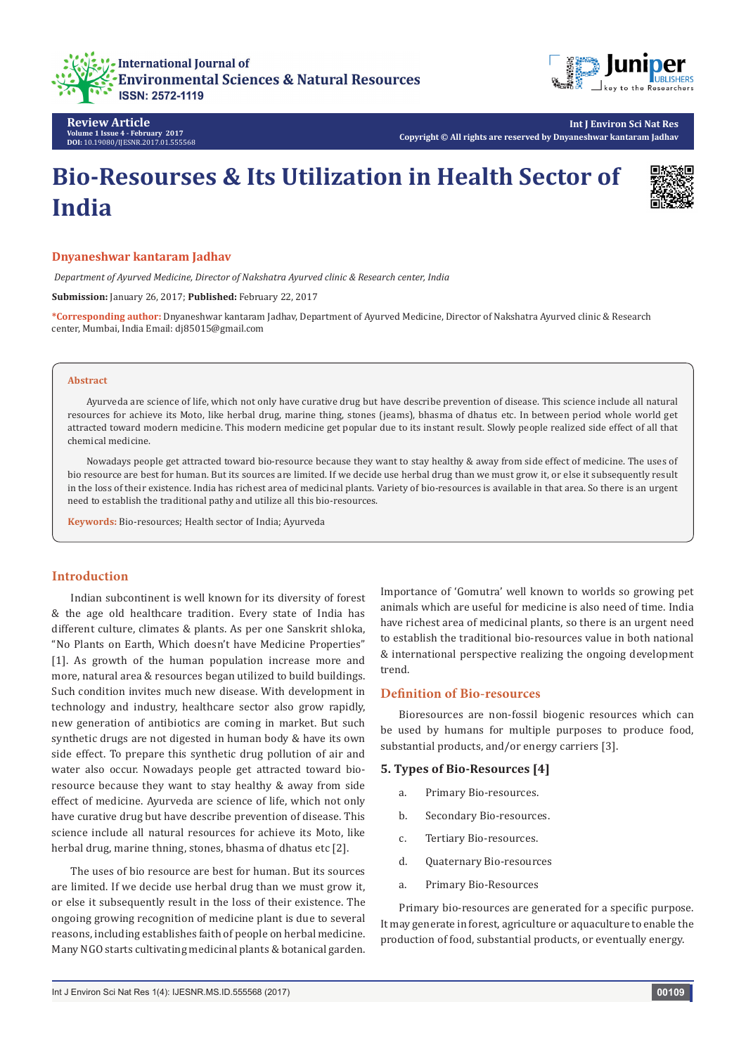Review Article
Volume 1 Issue 4 - February 2017
DOI: 10.19080/IJESNR.2017.01.555568

Copyright © All rights are reserved by Dnyaneshwar kantaram Jadhav

# Bio-Resourses & Its Utilization in Health Sector of India

**Dnyaneshwar kantaram Jadhav**

*Department of Ayurved Medicine, Director of Nakshatra Ayurved clinic & Research center, India*

**Submission:** January 26, 2017; **Published:** February 22, 2017

***Corresponding author:** Dnyaneshwar kantaram Jadhav, Department of Ayurved Medicine, Director of Nakshatra Ayurved clinic & Research center, Mumbai, India Email: dj85015@gmail.com

## Abstract

Ayurveda are science of life, which not only have curative drug but have describe prevention of disease. This science include all natural resources for achieve its Moto, like herbal drug, marine thing, stones (jeams), bhasma of dhatus etc. In between period whole world get attracted toward modern medicine. This modern medicine get popular due to its instant result. Slowly people realized side effect of all that chemical medicine.

Nowadays people get attracted toward bio-resource because they want to stay healthy & away from side effect of medicine. The uses of bio resource are best for human. But its sources are limited. If we decide use herbal drug than we must grow it, or else it subsequently result in the loss of their existence. India has richest area of medicinal plants. Variety of bio-resources is available in that area. So there is an urgent need to establish the traditional pathy and utilize all this bio-resources.

**Keywords:** Bio-resources; Health sector of India; Ayurveda

## Introduction

Indian subcontinent is well known for its diversity of forest & the age old healthcare tradition. Every state of India has different culture, climates & plants. As per one Sanskrit shloka, "No Plants on Earth, Which doesn't have Medicine Properties" [1]. As growth of the human population increase more and more, natural area & resources began utilized to build buildings. Such condition invites much new disease. With development in technology and industry, healthcare sector also grow rapidly, new generation of antibiotics are coming in market. But such synthetic drugs are not digested in human body & have its own side effect. To prepare this synthetic drug pollution of air and water also occur. Nowadays people get attracted toward bio-resource because they want to stay healthy & away from side effect of medicine. Ayurveda are science of life, which not only have curative drug but have describe prevention of disease. This science include all natural resources for achieve its Moto, like herbal drug, marine thning, stones, bhasma of dhatus etc [2].

The uses of bio resource are best for human. But its sources are limited. If we decide use herbal drug than we must grow it, or else it subsequently result in the loss of their existence. The ongoing growing recognition of medicine plant is due to several reasons, including establishes faith of people on herbal medicine. Many NGO starts cultivating medicinal plants & botanical garden. Importance of 'Gomutra' well known to worlds so growing pet animals which are useful for medicine is also need of time. India have richest area of medicinal plants, so there is an urgent need to establish the traditional bio-resources value in both national & international perspective realizing the ongoing development trend.

## Definition of Bio-resources

Bioresources are non-fossil biogenic resources which can be used by humans for multiple purposes to produce food, substantial products, and/or energy carriers [3].

### 5. Types of Bio-Resources [4]

a. Primary Bio-resources.

b. Secondary Bio-resources.

c. Tertiary Bio-resources.

d. Quaternary Bio-resources

a. Primary Bio-Resources

Primary bio-resources are generated for a specific purpose. It may generate in forest, agriculture or aquaculture to enable the production of food, substantial products, or eventually energy.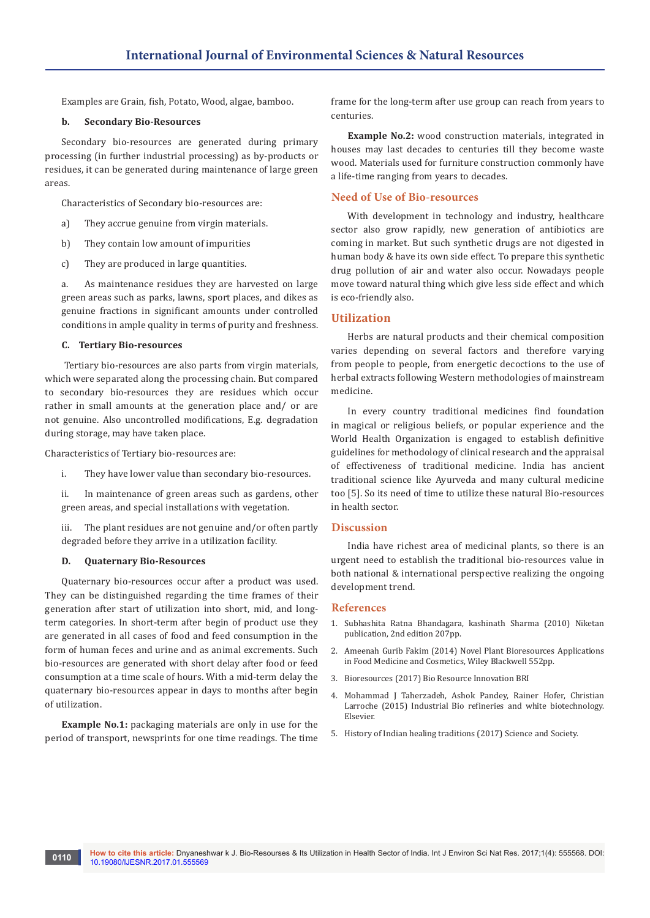Examples are Grain, fish, Potato, Wood, algae, bamboo.

**b. Secondary Bio-Resources**

Secondary bio-resources are generated during primary processing (in further industrial processing) as by-products or residues, it can be generated during maintenance of large green areas.

Characteristics of Secondary bio-resources are:

a) They accrue genuine from virgin materials.

b) They contain low amount of impurities

c) They are produced in large quantities.

a. As maintenance residues they are harvested on large green areas such as parks, lawns, sport places, and dikes as genuine fractions in significant amounts under controlled conditions in ample quality in terms of purity and freshness.

**C. Tertiary Bio-resources**

Tertiary bio-resources are also parts from virgin materials, which were separated along the processing chain. But compared to secondary bio-resources they are residues which occur rather in small amounts at the generation place and/ or are not genuine. Also uncontrolled modifications, E.g. degradation during storage, may have taken place.

Characteristics of Tertiary bio-resources are:

i. They have lower value than secondary bio-resources.

ii. In maintenance of green areas such as gardens, other green areas, and special installations with vegetation.

iii. The plant residues are not genuine and/or often partly degraded before they arrive in a utilization facility.

**D. Quaternary Bio-Resources**

Quaternary bio-resources occur after a product was used. They can be distinguished regarding the time frames of their generation after start of utilization into short, mid, and long-term categories. In short-term after begin of product use they are generated in all cases of food and feed consumption in the form of human feces and urine and as animal excrements. Such bio-resources are generated with short delay after food or feed consumption at a time scale of hours. With a mid-term delay the quaternary bio-resources appear in days to months after begin of utilization.

**Example No.1:** packaging materials are only in use for the period of transport, newsprints for one time readings. The time frame for the long-term after use group can reach from years to centuries.

**Example No.2:** wood construction materials, integrated in houses may last decades to centuries till they become waste wood. Materials used for furniture construction commonly have a life-time ranging from years to decades.

## Need of Use of Bio-resources

With development in technology and industry, healthcare sector also grow rapidly, new generation of antibiotics are coming in market. But such synthetic drugs are not digested in human body & have its own side effect. To prepare this synthetic drug pollution of air and water also occur. Nowadays people move toward natural thing which give less side effect and which is eco-friendly also.

## Utilization

Herbs are natural products and their chemical composition varies depending on several factors and therefore varying from people to people, from energetic decoctions to the use of herbal extracts following Western methodologies of mainstream medicine.

In every country traditional medicines find foundation in magical or religious beliefs, or popular experience and the World Health Organization is engaged to establish definitive guidelines for methodology of clinical research and the appraisal of effectiveness of traditional medicine. India has ancient traditional science like Ayurveda and many cultural medicine too [5]. So its need of time to utilize these natural Bio-resources in health sector.

## Discussion

India have richest area of medicinal plants, so there is an urgent need to establish the traditional bio-resources value in both national & international perspective realizing the ongoing development trend.

## References

1. Subhashita Ratna Bhandagara, kashinath Sharma (2010) Niketan publication, 2nd edition 207pp.
2. Ameenah Gurib Fakim (2014) Novel Plant Bioresources Applications in Food Medicine and Cosmetics, Wiley Blackwell 552pp.
3. Bioresources (2017) Bio Resource Innovation BRI
4. Mohammad J Taherzadeh, Ashok Pandey, Rainer Hofer, Christian Larroche (2015) Industrial Bio refineries and white biotechnology. Elsevier.
5. History of Indian healing traditions (2017) Science and Society.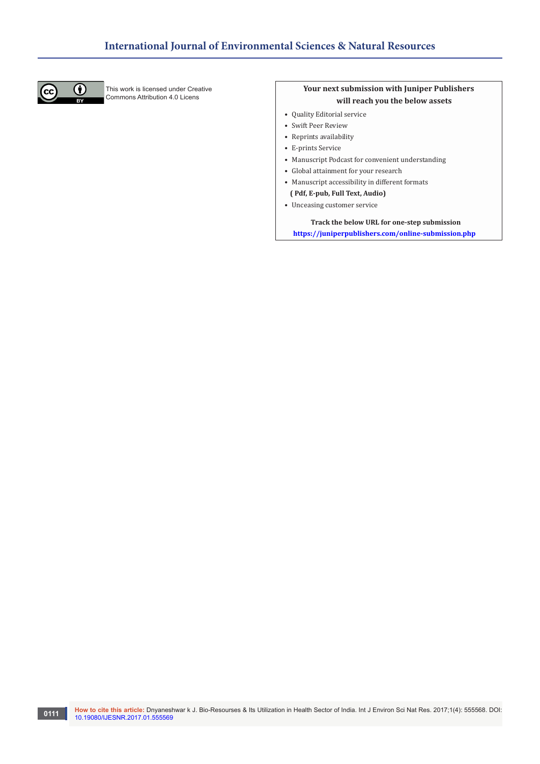This work is licensed under Creative Commons Attribution 4.0 Licens

**Your next submission with Juniper Publishers will reach you the below assets**

- Quality Editorial service
- Swift Peer Review
- Reprints availability
- E-prints Service
- Manuscript Podcast for convenient understanding
- Global attainment for your research
- Manuscript accessibility in different formats

**( Pdf, E-pub, Full Text, Audio)**

- Unceasing customer service

**Track the below URL for one-step submission**

**https://juniperpublishers.com/online-submission.php**